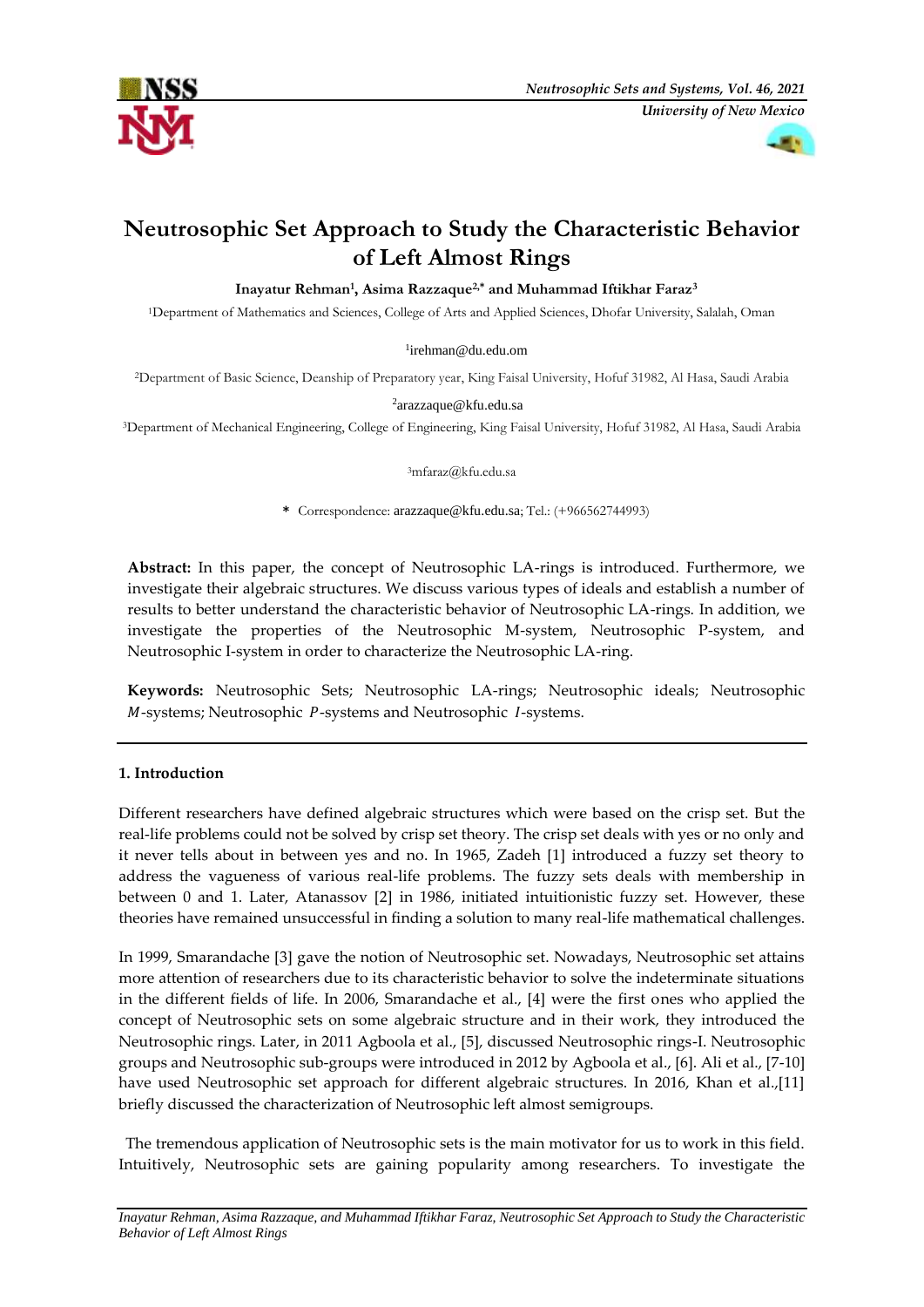# Neutrosophic Set Approach to Study the Characteristic Behavior of Left Almost Rings

**Inayatur Rehman[1], Asima Razzaque[2,*] and Muhammad Iftikhar Faraz[3]**

[1]Department of Mathematics and Sciences, College of Arts and Applied Sciences, Dhofar University, Salalah, Oman

[1]irehman@du.edu.om

[2]Department of Basic Science, Deanship of Preparatory year, King Faisal University, Hofuf 31982, Al Hasa, Saudi Arabia

[2]arazzaque@kfu.edu.sa

[3]Department of Mechanical Engineering, College of Engineering, King Faisal University, Hofuf 31982, Al Hasa, Saudi Arabia

[3]mfaraz@kfu.edu.sa

\* Correspondence: arazzaque@kfu.edu.sa; Tel.: (+966562744993)

**Abstract:** In this paper, the concept of Neutrosophic LA-rings is introduced. Furthermore, we investigate their algebraic structures. We discuss various types of ideals and establish a number of results to better understand the characteristic behavior of Neutrosophic LA-rings. In addition, we investigate the properties of the Neutrosophic M-system, Neutrosophic P-system, and Neutrosophic I-system in order to characterize the Neutrosophic LA-ring.

**Keywords:** Neutrosophic Sets; Neutrosophic LA-rings; Neutrosophic ideals; Neutrosophic $M$-systems; Neutrosophic $P$-systems and Neutrosophic $I$-systems.

## 1. Introduction

Different researchers have defined algebraic structures which were based on the crisp set. But the real-life problems could not be solved by crisp set theory. The crisp set deals with yes or no only and it never tells about in between yes and no. In 1965, Zadeh [1] introduced a fuzzy set theory to address the vagueness of various real-life problems. The fuzzy sets deals with membership in between 0 and 1. Later, Atanassov [2] in 1986, initiated intuitionistic fuzzy set. However, these theories have remained unsuccessful in finding a solution to many real-life mathematical challenges.

In 1999, Smarandache [3] gave the notion of Neutrosophic set. Nowadays, Neutrosophic set attains more attention of researchers due to its characteristic behavior to solve the indeterminate situations in the different fields of life. In 2006, Smarandache et al., [4] were the first ones who applied the concept of Neutrosophic sets on some algebraic structure and in their work, they introduced the Neutrosophic rings. Later, in 2011 Agboola et al., [5], discussed Neutrosophic rings-I. Neutrosophic groups and Neutrosophic sub-groups were introduced in 2012 by Agboola et al., [6]. Ali et al., [7-10] have used Neutrosophic set approach for different algebraic structures. In 2016, Khan et al.,[11] briefly discussed the characterization of Neutrosophic left almost semigroups.

The tremendous application of Neutrosophic sets is the main motivator for us to work in this field. Intuitively, Neutrosophic sets are gaining popularity among researchers. To investigate the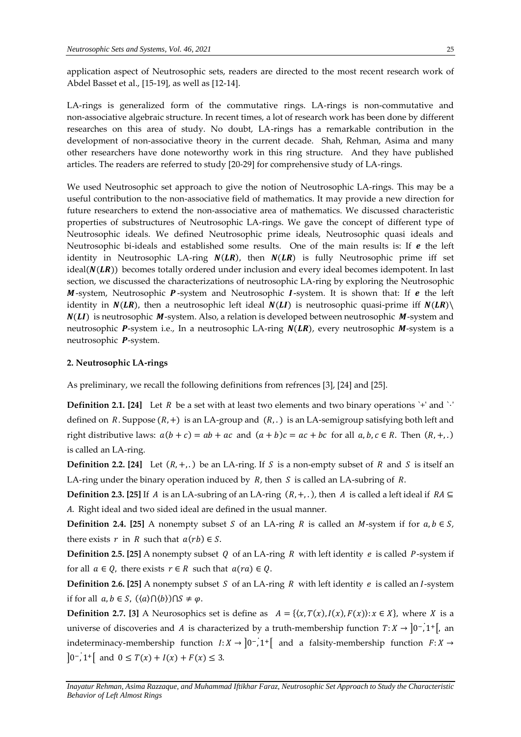application aspect of Neutrosophic sets, readers are directed to the most recent research work of Abdel Basset et al., [15-19], as well as [12-14].

LA-rings is generalized form of the commutative rings. LA-rings is non-commutative and non-associative algebraic structure. In recent times, a lot of research work has been done by different researches on this area of study. No doubt, LA-rings has a remarkable contribution in the development of non-associative theory in the current decade. Shah, Rehman, Asima and many other researchers have done noteworthy work in this ring structure. And they have published articles. The readers are referred to study [20-29] for comprehensive study of LA-rings.

We used Neutrosophic set approach to give the notion of Neutrosophic LA-rings. This may be a useful contribution to the non-associative field of mathematics. It may provide a new direction for future researchers to extend the non-associative area of mathematics. We discussed characteristic properties of substructures of Neutrosophic LA-rings. We gave the concept of different type of Neutrosophic ideals. We defined Neutrosophic prime ideals, Neutrosophic quasi ideals and Neutrosophic bi-ideals and established some results. One of the main results is: If $\boldsymbol{e}$ the left identity in Neutrosophic LA-ring $\boldsymbol{N(LR)}$, then $\boldsymbol{N(LR)}$ is fully Neutrosophic prime iff set ideal($\boldsymbol{N(LR)}$) becomes totally ordered under inclusion and every ideal becomes idempotent. In last section, we discussed the characterizations of neutrosophic LA-ring by exploring the Neutrosophic $\boldsymbol{M}$-system, Neutrosophic $\boldsymbol{P}$-system and Neutrosophic $\boldsymbol{I}$-system. It is shown that: If $\boldsymbol{e}$ the left identity in $\boldsymbol{N(LR)}$, then a neutrosophic left ideal $\boldsymbol{N(LI)}$ is neutrosophic quasi-prime iff $\boldsymbol{N(LR)} \setminus \boldsymbol{N(LI)}$ is neutrosophic $\boldsymbol{M}$-system. Also, a relation is developed between neutrosophic $\boldsymbol{M}$-system and neutrosophic $\boldsymbol{P}$-system i.e., In a neutrosophic LA-ring $\boldsymbol{N(LR)}$, every neutrosophic $\boldsymbol{M}$-system is a neutrosophic $\boldsymbol{P}$-system.

## 2. Neutrosophic LA-rings

As preliminary, we recall the following definitions from refrences [3], [24] and [25].

**Definition 2.1. [24]** Let $R$ be a set with at least two elements and two binary operations `+' and `$\cdot$' defined on $R$. Suppose $(R,+)$ is an LA-group and $(R,.)$ is an LA-semigroup satisfying both left and right distributive laws: $a(b+c) = ab + ac$ and $(a+b)c = ac + bc$ for all $a,b,c \in R$. Then $(R,+,.)$ is called an LA-ring.

**Definition 2.2. [24]** Let $(R,+,.)$ be an LA-ring. If $S$ is a non-empty subset of $R$ and $S$ is itself an LA-ring under the binary operation induced by $R$, then $S$ is called an LA-subring of $R$.

**Definition 2.3. [25]** If $A$ is an LA-subring of an LA-ring $(R,+,.)$, then $A$ is called a left ideal if $RA \subseteq A$. Right ideal and two sided ideal are defined in the usual manner.

**Definition 2.4. [25]** A nonempty subset $S$ of an LA-ring $R$ is called an $M$-system if for $a,b \in S$, there exists $r$ in $R$ such that $a(rb) \in S$.

**Definition 2.5. [25]** A nonempty subset $Q$ of an LA-ring $R$ with left identity $e$ is called $P$-system if for all $a \in Q$, there exists $r \in R$ such that $a(ra) \in Q$.

**Definition 2.6. [25]** A nonempty subset $S$ of an LA-ring $R$ with left identity $e$ is called an $I$-system if for all $a,b \in S$, $(\langle a \rangle \cap \langle b \rangle) \cap S \neq \varphi$.

**Definition 2.7. [3]** A Neurosophics set is define as $A = \{\langle x, T(x), I(x), F(x)\rangle : x \in X\}$, where $X$ is a universe of discoveries and $A$ is characterized by a truth-membership function $T: X \to \left]0^-, 1^+\right[$, an indeterminacy-membership function $I: X \to \left]0^-, 1^+\right[$ and a falsity-membership function $F: X \to \left]0^-, 1^+\right[$ and $0 \leq T(x) + I(x) + F(x) \leq 3$.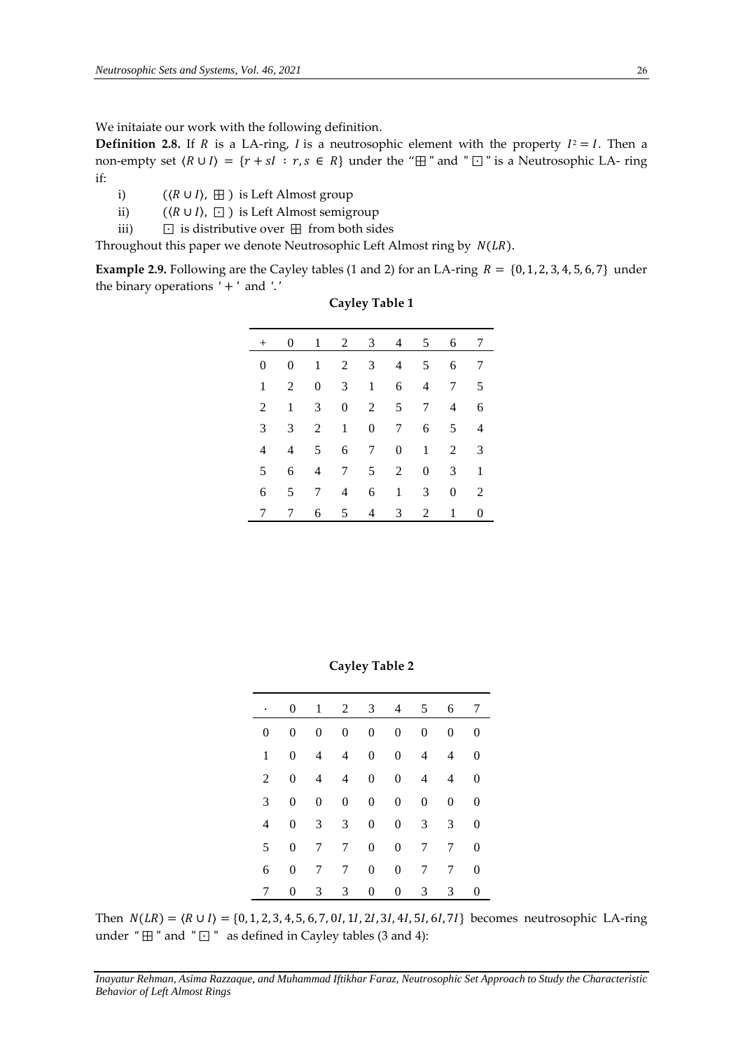We initaiate our work with the following definition.

**Definition 2.8.** If $R$ is a LA-ring, $I$ is a neutrosophic element with the property $I^2 = I$. Then a non-empty set $\langle R \cup I \rangle = \{r + sI : r, s \in R\}$ under the "$\boxplus$" and "$\boxdot$" is a Neutrosophic LA- ring if:

i) $(\langle R \cup I \rangle, \boxplus)$ is Left Almost group

ii) $(\langle R \cup I \rangle, \boxdot)$ is Left Almost semigroup

iii) $\boxdot$ is distributive over $\boxplus$ from both sides

Throughout this paper we denote Neutrosophic Left Almost ring by $N(LR)$.

**Example 2.9.** Following are the Cayley tables (1 and 2) for an LA-ring $R = \{0, 1, 2, 3, 4, 5, 6, 7\}$ under the binary operations '$+$' and '$.$'

**Cayley Table 1**

| + | 0 | 1 | 2 | 3 | 4 | 5 | 6 | 7 |
|---|---|---|---|---|---|---|---|---|
| 0 | 0 | 1 | 2 | 3 | 4 | 5 | 6 | 7 |
| 1 | 2 | 0 | 3 | 1 | 6 | 4 | 7 | 5 |
| 2 | 1 | 3 | 0 | 2 | 5 | 7 | 4 | 6 |
| 3 | 3 | 2 | 1 | 0 | 7 | 6 | 5 | 4 |
| 4 | 4 | 5 | 6 | 7 | 0 | 1 | 2 | 3 |
| 5 | 6 | 4 | 7 | 5 | 2 | 0 | 3 | 1 |
| 6 | 5 | 7 | 4 | 6 | 1 | 3 | 0 | 2 |
| 7 | 7 | 6 | 5 | 4 | 3 | 2 | 1 | 0 |

**Cayley Table 2**

| · | 0 | 1 | 2 | 3 | 4 | 5 | 6 | 7 |
|---|---|---|---|---|---|---|---|---|
| 0 | 0 | 0 | 0 | 0 | 0 | 0 | 0 | 0 |
| 1 | 0 | 4 | 4 | 0 | 0 | 4 | 4 | 0 |
| 2 | 0 | 4 | 4 | 0 | 0 | 4 | 4 | 0 |
| 3 | 0 | 0 | 0 | 0 | 0 | 0 | 0 | 0 |
| 4 | 0 | 3 | 3 | 0 | 0 | 3 | 3 | 0 |
| 5 | 0 | 7 | 7 | 0 | 0 | 7 | 7 | 0 |
| 6 | 0 | 7 | 7 | 0 | 0 | 7 | 7 | 0 |
| 7 | 0 | 3 | 3 | 0 | 0 | 3 | 3 | 0 |

Then $N(LR) = \langle R \cup I \rangle = \{0, 1, 2, 3, 4, 5, 6, 7, 0I, 1I, 2I, 3I, 4I, 5I, 6I, 7I\}$ becomes neutrosophic LA-ring under "$\boxplus$" and "$\boxdot$" as defined in Cayley tables (3 and 4):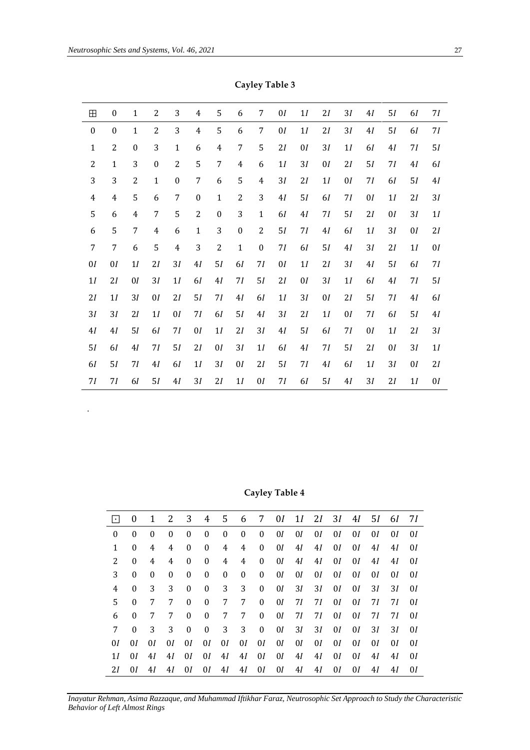**Cayley Table 3**

| ⊞ | 0 | 1 | 2 | 3 | 4 | 5 | 6 | 7 | 0*I* | 1*I* | 2*I* | 3*I* | 4*I* | 5*I* | 6*I* | 7*I* |
|---|---|---|---|---|---|---|---|---|---|---|---|---|---|---|---|---|
| 0 | 0 | 1 | 2 | 3 | 4 | 5 | 6 | 7 | 0*I* | 1*I* | 2*I* | 3*I* | 4*I* | 5*I* | 6*I* | 7*I* |
| 1 | 2 | 0 | 3 | 1 | 6 | 4 | 7 | 5 | 2*I* | 0*I* | 3*I* | 1*I* | 6*I* | 4*I* | 7*I* | 5*I* |
| 2 | 1 | 3 | 0 | 2 | 5 | 7 | 4 | 6 | 1*I* | 3*I* | 0*I* | 2*I* | 5*I* | 7*I* | 4*I* | 6*I* |
| 3 | 3 | 2 | 1 | 0 | 7 | 6 | 5 | 4 | 3*I* | 2*I* | 1*I* | 0*I* | 7*I* | 6*I* | 5*I* | 4*I* |
| 4 | 4 | 5 | 6 | 7 | 0 | 1 | 2 | 3 | 4*I* | 5*I* | 6*I* | 7*I* | 0*I* | 1*I* | 2*I* | 3*I* |
| 5 | 6 | 4 | 7 | 5 | 2 | 0 | 3 | 1 | 6*I* | 4*I* | 7*I* | 5*I* | 2*I* | 0*I* | 3*I* | 1*I* |
| 6 | 5 | 7 | 4 | 6 | 1 | 3 | 0 | 2 | 5*I* | 7*I* | 4*I* | 6*I* | 1*I* | 3*I* | 0*I* | 2*I* |
| 7 | 7 | 6 | 5 | 4 | 3 | 2 | 1 | 0 | 7*I* | 6*I* | 5*I* | 4*I* | 3*I* | 2*I* | 1*I* | 0*I* |
| 0*I* | 0*I* | 1*I* | 2*I* | 3*I* | 4*I* | 5*I* | 6*I* | 7*I* | 0*I* | 1*I* | 2*I* | 3*I* | 4*I* | 5*I* | 6*I* | 7*I* |
| 1*I* | 2*I* | 0*I* | 3*I* | 1*I* | 6*I* | 4*I* | 7*I* | 5*I* | 2*I* | 0*I* | 3*I* | 1*I* | 6*I* | 4*I* | 7*I* | 5*I* |
| 2*I* | 1*I* | 3*I* | 0*I* | 2*I* | 5*I* | 7*I* | 4*I* | 6*I* | 1*I* | 3*I* | 0*I* | 2*I* | 5*I* | 7*I* | 4*I* | 6*I* |
| 3*I* | 3*I* | 2*I* | 1*I* | 0*I* | 7*I* | 6*I* | 5*I* | 4*I* | 3*I* | 2*I* | 1*I* | 0*I* | 7*I* | 6*I* | 5*I* | 4*I* |
| 4*I* | 4*I* | 5*I* | 6*I* | 7*I* | 0*I* | 1*I* | 2*I* | 3*I* | 4*I* | 5*I* | 6*I* | 7*I* | 0*I* | 1*I* | 2*I* | 3*I* |
| 5*I* | 6*I* | 4*I* | 7*I* | 5*I* | 2*I* | 0*I* | 3*I* | 1*I* | 6*I* | 4*I* | 7*I* | 5*I* | 2*I* | 0*I* | 3*I* | 1*I* |
| 6*I* | 5*I* | 7*I* | 4*I* | 6*I* | 1*I* | 3*I* | 0*I* | 2*I* | 5*I* | 7*I* | 4*I* | 6*I* | 1*I* | 3*I* | 0*I* | 2*I* |
| 7*I* | 7*I* | 6*I* | 5*I* | 4*I* | 3*I* | 2*I* | 1*I* | 0*I* | 7*I* | 6*I* | 5*I* | 4*I* | 3*I* | 2*I* | 1*I* | 0*I* |

.

**Cayley Table 4**

| ⊡ | 0 | 1 | 2 | 3 | 4 | 5 | 6 | 7 | 0*I* | 1*I* | 2*I* | 3*I* | 4*I* | 5*I* | 6*I* | 7*I* |
|---|---|---|---|---|---|---|---|---|---|---|---|---|---|---|---|---|
| 0 | 0 | 0 | 0 | 0 | 0 | 0 | 0 | 0 | 0*I* | 0*I* | 0*I* | 0*I* | 0*I* | 0*I* | 0*I* | 0*I* |
| 1 | 0 | 4 | 4 | 0 | 0 | 4 | 4 | 0 | 0*I* | 4*I* | 4*I* | 0*I* | 0*I* | 4*I* | 4*I* | 0*I* |
| 2 | 0 | 4 | 4 | 0 | 0 | 4 | 4 | 0 | 0*I* | 4*I* | 4*I* | 0*I* | 0*I* | 4*I* | 4*I* | 0*I* |
| 3 | 0 | 0 | 0 | 0 | 0 | 0 | 0 | 0 | 0*I* | 0*I* | 0*I* | 0*I* | 0*I* | 0*I* | 0*I* | 0*I* |
| 4 | 0 | 3 | 3 | 0 | 0 | 3 | 3 | 0 | 0*I* | 3*I* | 3*I* | 0*I* | 0*I* | 3*I* | 3*I* | 0*I* |
| 5 | 0 | 7 | 7 | 0 | 0 | 7 | 7 | 0 | 0*I* | 7*I* | 7*I* | 0*I* | 0*I* | 7*I* | 7*I* | 0*I* |
| 6 | 0 | 7 | 7 | 0 | 0 | 7 | 7 | 0 | 0*I* | 7*I* | 7*I* | 0*I* | 0*I* | 7*I* | 7*I* | 0*I* |
| 7 | 0 | 3 | 3 | 0 | 0 | 3 | 3 | 0 | 0*I* | 3*I* | 3*I* | 0*I* | 0*I* | 3*I* | 3*I* | 0*I* |
| 0*I* | 0*I* | 0*I* | 0*I* | 0*I* | 0*I* | 0*I* | 0*I* | 0*I* | 0*I* | 0*I* | 0*I* | 0*I* | 0*I* | 0*I* | 0*I* | 0*I* |
| 1*I* | 0*I* | 4*I* | 4*I* | 0*I* | 0*I* | 4*I* | 4*I* | 0*I* | 0*I* | 4*I* | 4*I* | 0*I* | 0*I* | 4*I* | 4*I* | 0*I* |
| 2*I* | 0*I* | 4*I* | 4*I* | 0*I* | 0*I* | 4*I* | 4*I* | 0*I* | 0*I* | 4*I* | 4*I* | 0*I* | 0*I* | 4*I* | 4*I* | 0*I* |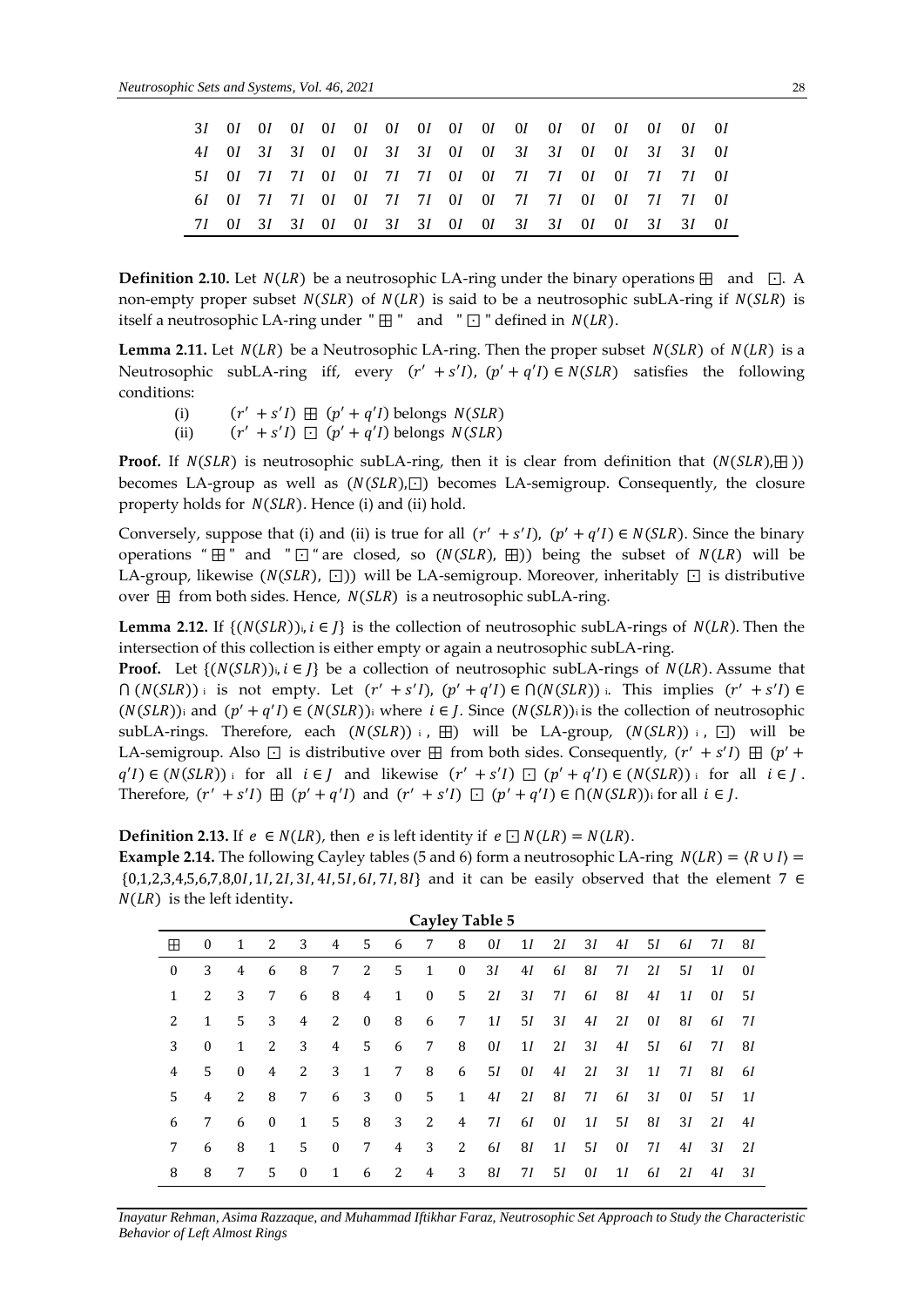| | | | | | | | | | | | | | | | | | |
|---|---|---|---|---|---|---|---|---|---|---|---|---|---|---|---|---|---|
| 3*I* | 0*I* | 0*I* | 0*I* | 0*I* | 0*I* | 0*I* | 0*I* | 0*I* | 0*I* | 0*I* | 0*I* | 0*I* | 0*I* | 0*I* | 0*I* | 0*I* | 0*I* |
| 4*I* | 0*I* | 3*I* | 3*I* | 0*I* | 0*I* | 3*I* | 3*I* | 0*I* | 0*I* | 3*I* | 3*I* | 0*I* | 0*I* | 3*I* | 3*I* | 0*I* | |
| 5*I* | 0*I* | 7*I* | 7*I* | 0*I* | 0*I* | 7*I* | 7*I* | 0*I* | 0*I* | 7*I* | 7*I* | 0*I* | 0*I* | 7*I* | 7*I* | 0*I* | |
| 6*I* | 0*I* | 7*I* | 7*I* | 0*I* | 0*I* | 7*I* | 7*I* | 0*I* | 0*I* | 7*I* | 7*I* | 0*I* | 0*I* | 7*I* | 7*I* | 0*I* | |
| 7*I* | 0*I* | 3*I* | 3*I* | 0*I* | 0*I* | 3*I* | 3*I* | 0*I* | 0*I* | 3*I* | 3*I* | 0*I* | 0*I* | 3*I* | 3*I* | 0*I* | |

**Definition 2.10.** Let $N(LR)$ be a neutrosophic LA-ring under the binary operations $\boxplus$ and $\boxdot$. A non-empty proper subset $N(SLR)$ of $N(LR)$ is said to be a neutrosophic subLA-ring if $N(SLR)$ is itself a neutrosophic LA-ring under " $\boxplus$ " and " $\boxdot$ " defined in $N(LR)$.

**Lemma 2.11.** Let $N(LR)$ be a Neutrosophic LA-ring. Then the proper subset $N(SLR)$ of $N(LR)$ is a Neutrosophic subLA-ring iff, every $(r' + s'I)$, $(p' + q'I) \in N(SLR)$ satisfies the following conditions:

(i) $(r' + s'I) \boxplus (p' + q'I)$ belongs $N(SLR)$

(ii) $(r' + s'I) \boxdot (p' + q'I)$ belongs $N(SLR)$

**Proof.** If $N(SLR)$ is neutrosophic subLA-ring, then it is clear from definition that $(N(SLR), \boxplus))$ becomes LA-group as well as $(N(SLR), \boxdot)$ becomes LA-semigroup. Consequently, the closure property holds for $N(SLR)$. Hence (i) and (ii) hold.

Conversely, suppose that (i) and (ii) is true for all $(r' + s'I)$, $(p' + q'I) \in N(SLR)$. Since the binary operations " $\boxplus$ " and " $\boxdot$ " are closed, so $(N(SLR), \boxplus))$ being the subset of $N(LR)$ will be LA-group, likewise $(N(SLR), \boxdot))$ will be LA-semigroup. Moreover, inheritably $\boxdot$ is distributive over $\boxplus$ from both sides. Hence, $N(SLR)$ is a neutrosophic subLA-ring.

**Lemma 2.12.** If $\{(N(SLR))_i, i \in J\}$ is the collection of neutrosophic subLA-rings of $N(LR)$. Then the intersection of this collection is either empty or again a neutrosophic subLA-ring.

**Proof.** Let $\{(N(SLR))_i, i \in J\}$ be a collection of neutrosophic subLA-rings of $N(LR)$. Assume that $\cap (N(SLR))_i$ is not empty. Let $(r' + s'I)$, $(p' + q'I) \in \cap(N(SLR))_i$. This implies $(r' + s'I) \in (N(SLR))_i$ and $(p' + q'I) \in (N(SLR))_i$ where $i \in J$. Since $(N(SLR))_i$ is the collection of neutrosophic subLA-rings. Therefore, each $((N(SLR))_i, \boxplus)$ will be LA-group, $((N(SLR))_i, \boxdot)$ will be LA-semigroup. Also $\boxdot$ is distributive over $\boxplus$ from both sides. Consequently, $(r' + s'I) \boxplus (p' + q'I) \in (N(SLR))_i$ for all $i \in J$ and likewise $(r' + s'I) \boxdot (p' + q'I) \in (N(SLR))_i$ for all $i \in J$. Therefore, $(r' + s'I) \boxplus (p' + q'I)$ and $(r' + s'I) \boxdot (p' + q'I) \in \cap(N(SLR))_i$ for all $i \in J$.

**Definition 2.13.** If $e \in N(LR)$, then $e$ is left identity if $e \boxdot N(LR) = N(LR)$.

**Example 2.14.** The following Cayley tables (5 and 6) form a neutrosophic LA-ring $N(LR) = \langle R \cup I \rangle = \{0,1,2,3,4,5,6,7,8,0I, 1I, 2I, 3I, 4I, 5I, 6I, 7I, 8I\}$ and it can be easily observed that the element $7 \in N(LR)$ is the left identity.

**Cayley Table 5**

| $\boxplus$ | 0 | 1 | 2 | 3 | 4 | 5 | 6 | 7 | 8 | 0*I* | 1*I* | 2*I* | 3*I* | 4*I* | 5*I* | 6*I* | 7*I* | 8*I* |
|---|---|---|---|---|---|---|---|---|---|---|---|---|---|---|---|---|---|---|
| 0 | 3 | 4 | 6 | 8 | 7 | 2 | 5 | 1 | 0 | 3*I* | 4*I* | 6*I* | 8*I* | 7*I* | 2*I* | 5*I* | 1*I* | 0*I* |
| 1 | 2 | 3 | 7 | 6 | 8 | 4 | 1 | 0 | 5 | 2*I* | 3*I* | 7*I* | 6*I* | 8*I* | 4*I* | 1*I* | 0*I* | 5*I* |
| 2 | 1 | 5 | 3 | 4 | 2 | 0 | 8 | 6 | 7 | 1*I* | 5*I* | 3*I* | 4*I* | 2*I* | 0*I* | 8*I* | 6*I* | 7*I* |
| 3 | 0 | 1 | 2 | 3 | 4 | 5 | 6 | 7 | 8 | 0*I* | 1*I* | 2*I* | 3*I* | 4*I* | 5*I* | 6*I* | 7*I* | 8*I* |
| 4 | 5 | 0 | 4 | 2 | 3 | 1 | 7 | 8 | 6 | 5*I* | 0*I* | 4*I* | 2*I* | 3*I* | 1*I* | 7*I* | 8*I* | 6*I* |
| 5 | 4 | 2 | 8 | 7 | 6 | 3 | 0 | 5 | 1 | 4*I* | 2*I* | 8*I* | 7*I* | 6*I* | 3*I* | 0*I* | 5*I* | 1*I* |
| 6 | 7 | 6 | 0 | 1 | 5 | 8 | 3 | 2 | 4 | 7*I* | 6*I* | 0*I* | 1*I* | 5*I* | 8*I* | 3*I* | 2*I* | 4*I* |
| 7 | 6 | 8 | 1 | 5 | 0 | 7 | 4 | 3 | 2 | 6*I* | 8*I* | 1*I* | 5*I* | 0*I* | 7*I* | 4*I* | 3*I* | 2*I* |
| 8 | 8 | 7 | 5 | 0 | 1 | 6 | 2 | 4 | 3 | 8*I* | 7*I* | 5*I* | 0*I* | 1*I* | 6*I* | 2*I* | 4*I* | 3*I* |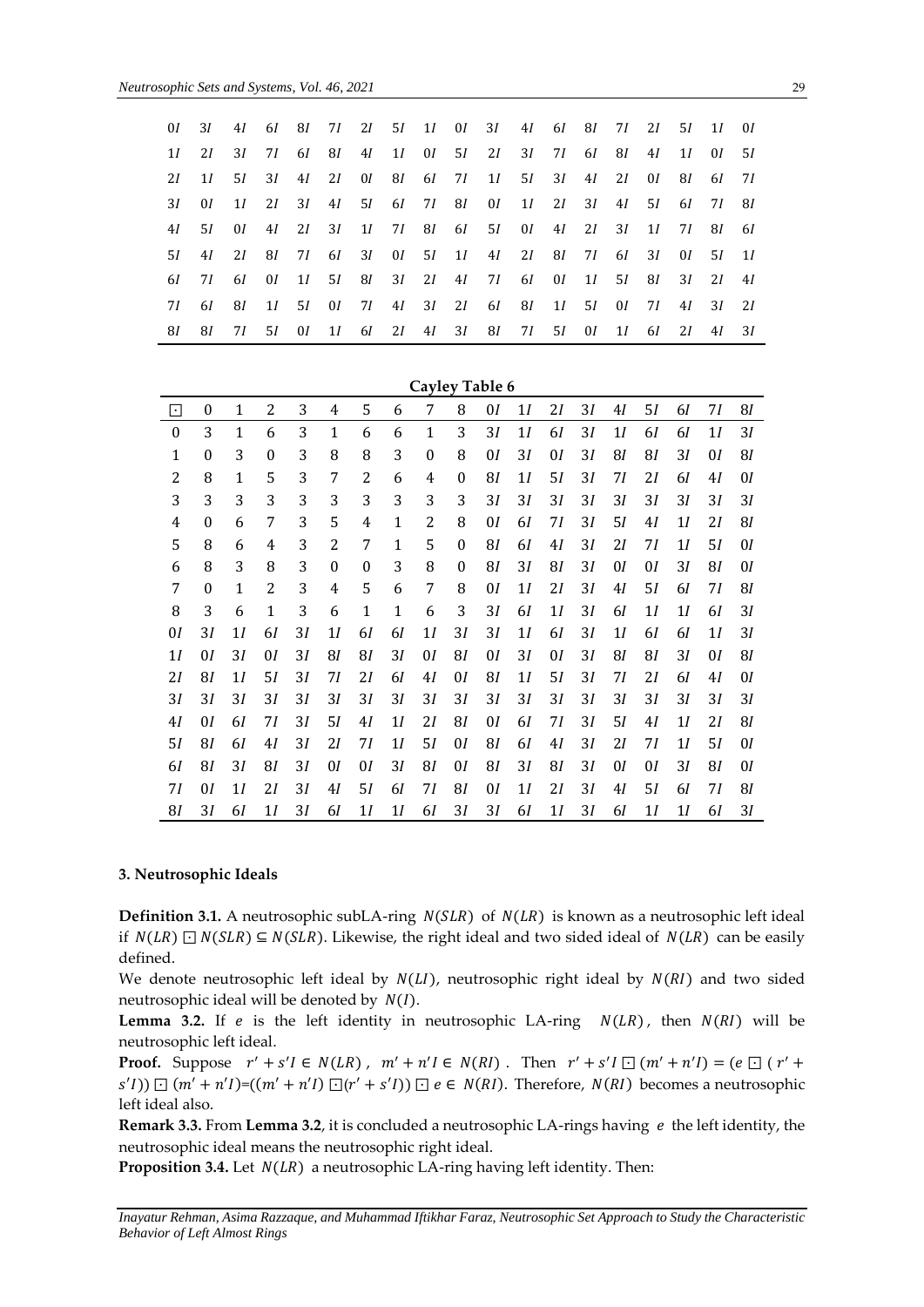| | | | | | | | | | | | | | | | | | | |
|---|---|---|---|---|---|---|---|---|---|---|---|---|---|---|---|---|---|---|
| 0*I* | 3*I* | 4*I* | 6*I* | 8*I* | 7*I* | 2*I* | 5*I* | 1*I* | 0*I* | 3*I* | 4*I* | 6*I* | 8*I* | 7*I* | 2*I* | 5*I* | 1*I* | 0*I* |
| 1*I* | 2*I* | 3*I* | 7*I* | 6*I* | 8*I* | 4*I* | 1*I* | 0*I* | 5*I* | 2*I* | 3*I* | 7*I* | 6*I* | 8*I* | 4*I* | 1*I* | 0*I* | 5*I* |
| 2*I* | 1*I* | 5*I* | 3*I* | 4*I* | 2*I* | 0*I* | 8*I* | 6*I* | 7*I* | 1*I* | 5*I* | 3*I* | 4*I* | 2*I* | 0*I* | 8*I* | 6*I* | 7*I* |
| 3*I* | 0*I* | 1*I* | 2*I* | 3*I* | 4*I* | 5*I* | 6*I* | 7*I* | 8*I* | 0*I* | 1*I* | 2*I* | 3*I* | 4*I* | 5*I* | 6*I* | 7*I* | 8*I* |
| 4*I* | 5*I* | 0*I* | 4*I* | 2*I* | 3*I* | 1*I* | 7*I* | 8*I* | 6*I* | 5*I* | 0*I* | 4*I* | 2*I* | 3*I* | 1*I* | 7*I* | 8*I* | 6*I* |
| 5*I* | 4*I* | 2*I* | 8*I* | 7*I* | 6*I* | 3*I* | 0*I* | 5*I* | 1*I* | 4*I* | 2*I* | 8*I* | 7*I* | 6*I* | 3*I* | 0*I* | 5*I* | 1*I* |
| 6*I* | 7*I* | 6*I* | 0*I* | 1*I* | 5*I* | 8*I* | 3*I* | 2*I* | 4*I* | 7*I* | 6*I* | 0*I* | 1*I* | 5*I* | 8*I* | 3*I* | 2*I* | 4*I* |
| 7*I* | 6*I* | 8*I* | 1*I* | 5*I* | 0*I* | 7*I* | 4*I* | 3*I* | 2*I* | 6*I* | 8*I* | 1*I* | 5*I* | 0*I* | 7*I* | 4*I* | 3*I* | 2*I* |
| 8*I* | 8*I* | 7*I* | 5*I* | 0*I* | 1*I* | 6*I* | 2*I* | 4*I* | 3*I* | 8*I* | 7*I* | 5*I* | 0*I* | 1*I* | 6*I* | 2*I* | 4*I* | 3*I* |

**Cayley Table 6**

| ⊡ | 0 | 1 | 2 | 3 | 4 | 5 | 6 | 7 | 8 | 0*I* | 1*I* | 2*I* | 3*I* | 4*I* | 5*I* | 6*I* | 7*I* | 8*I* |
|---|---|---|---|---|---|---|---|---|---|---|---|---|---|---|---|---|---|---|
| 0 | 3 | 1 | 6 | 3 | 1 | 6 | 6 | 1 | 3 | 3*I* | 1*I* | 6*I* | 3*I* | 1*I* | 6*I* | 6*I* | 1*I* | 3*I* |
| 1 | 0 | 3 | 0 | 3 | 8 | 8 | 3 | 0 | 8 | 0*I* | 3*I* | 0*I* | 3*I* | 8*I* | 8*I* | 3*I* | 0*I* | 8*I* |
| 2 | 8 | 1 | 5 | 3 | 7 | 2 | 6 | 4 | 0 | 8*I* | 1*I* | 5*I* | 3*I* | 7*I* | 2*I* | 6*I* | 4*I* | 0*I* |
| 3 | 3 | 3 | 3 | 3 | 3 | 3 | 3 | 3 | 3 | 3*I* | 3*I* | 3*I* | 3*I* | 3*I* | 3*I* | 3*I* | 3*I* | 3*I* |
| 4 | 0 | 6 | 7 | 3 | 5 | 4 | 1 | 2 | 8 | 0*I* | 6*I* | 7*I* | 3*I* | 5*I* | 4*I* | 1*I* | 2*I* | 8*I* |
| 5 | 8 | 6 | 4 | 3 | 2 | 7 | 1 | 5 | 0 | 8*I* | 6*I* | 4*I* | 3*I* | 2*I* | 7*I* | 1*I* | 5*I* | 0*I* |
| 6 | 8 | 3 | 8 | 3 | 0 | 0 | 3 | 8 | 0 | 8*I* | 3*I* | 8*I* | 3*I* | 0*I* | 0*I* | 3*I* | 8*I* | 0*I* |
| 7 | 0 | 1 | 2 | 3 | 4 | 5 | 6 | 7 | 8 | 0*I* | 1*I* | 2*I* | 3*I* | 4*I* | 5*I* | 6*I* | 7*I* | 8*I* |
| 8 | 3 | 6 | 1 | 3 | 6 | 1 | 1 | 6 | 3 | 3*I* | 6*I* | 1*I* | 3*I* | 6*I* | 1*I* | 1*I* | 6*I* | 3*I* |
| 0*I* | 3*I* | 1*I* | 6*I* | 3*I* | 1*I* | 6*I* | 6*I* | 1*I* | 3*I* | 3*I* | 1*I* | 6*I* | 3*I* | 1*I* | 6*I* | 6*I* | 1*I* | 3*I* |
| 1*I* | 0*I* | 3*I* | 0*I* | 3*I* | 8*I* | 8*I* | 3*I* | 0*I* | 8*I* | 0*I* | 3*I* | 0*I* | 3*I* | 8*I* | 8*I* | 3*I* | 0*I* | 8*I* |
| 2*I* | 8*I* | 1*I* | 5*I* | 3*I* | 7*I* | 2*I* | 6*I* | 4*I* | 0*I* | 8*I* | 1*I* | 5*I* | 3*I* | 7*I* | 2*I* | 6*I* | 4*I* | 0*I* |
| 3*I* | 3*I* | 3*I* | 3*I* | 3*I* | 3*I* | 3*I* | 3*I* | 3*I* | 3*I* | 3*I* | 3*I* | 3*I* | 3*I* | 3*I* | 3*I* | 3*I* | 3*I* | 3*I* |
| 4*I* | 0*I* | 6*I* | 7*I* | 3*I* | 5*I* | 4*I* | 1*I* | 2*I* | 8*I* | 0*I* | 6*I* | 7*I* | 3*I* | 5*I* | 4*I* | 1*I* | 2*I* | 8*I* |
| 5*I* | 8*I* | 6*I* | 4*I* | 3*I* | 2*I* | 7*I* | 1*I* | 5*I* | 0*I* | 8*I* | 6*I* | 4*I* | 3*I* | 2*I* | 7*I* | 1*I* | 5*I* | 0*I* |
| 6*I* | 8*I* | 3*I* | 8*I* | 3*I* | 0*I* | 0*I* | 3*I* | 8*I* | 0*I* | 8*I* | 3*I* | 8*I* | 3*I* | 0*I* | 0*I* | 3*I* | 8*I* | 0*I* |
| 7*I* | 0*I* | 1*I* | 2*I* | 3*I* | 4*I* | 5*I* | 6*I* | 7*I* | 8*I* | 0*I* | 1*I* | 2*I* | 3*I* | 4*I* | 5*I* | 6*I* | 7*I* | 8*I* |
| 8*I* | 3*I* | 6*I* | 1*I* | 3*I* | 6*I* | 1*I* | 1*I* | 6*I* | 3*I* | 3*I* | 6*I* | 1*I* | 3*I* | 6*I* | 1*I* | 1*I* | 6*I* | 3*I* |

### 3. Neutrosophic Ideals

**Definition 3.1.** A neutrosophic subLA-ring $N(SLR)$ of $N(LR)$ is known as a neutrosophic left ideal if $N(LR) \boxdot N(SLR) \subseteq N(SLR)$. Likewise, the right ideal and two sided ideal of $N(LR)$ can be easily defined.

We denote neutrosophic left ideal by $N(LI)$, neutrosophic right ideal by $N(RI)$ and two sided neutrosophic ideal will be denoted by $N(I)$.

**Lemma 3.2.** If $e$ is the left identity in neutrosophic LA-ring $N(LR)$, then $N(RI)$ will be neutrosophic left ideal.

**Proof.** Suppose $r' + s'I \in N(LR)$, $m' + n'I \in N(RI)$. Then $r' + s'I \boxdot (m' + n'I) = (e \boxdot (r' + s'I)) \boxdot (m' + n'I)$=$((m' + n'I) \boxdot (r' + s'I)) \boxdot e \in N(RI)$. Therefore, $N(RI)$ becomes a neutrosophic left ideal also.

**Remark 3.3.** From **Lemma 3.2**, it is concluded a neutrosophic LA-rings having $e$ the left identity, the neutrosophic ideal means the neutrosophic right ideal.

**Proposition 3.4.** Let $N(LR)$ a neutrosophic LA-ring having left identity. Then: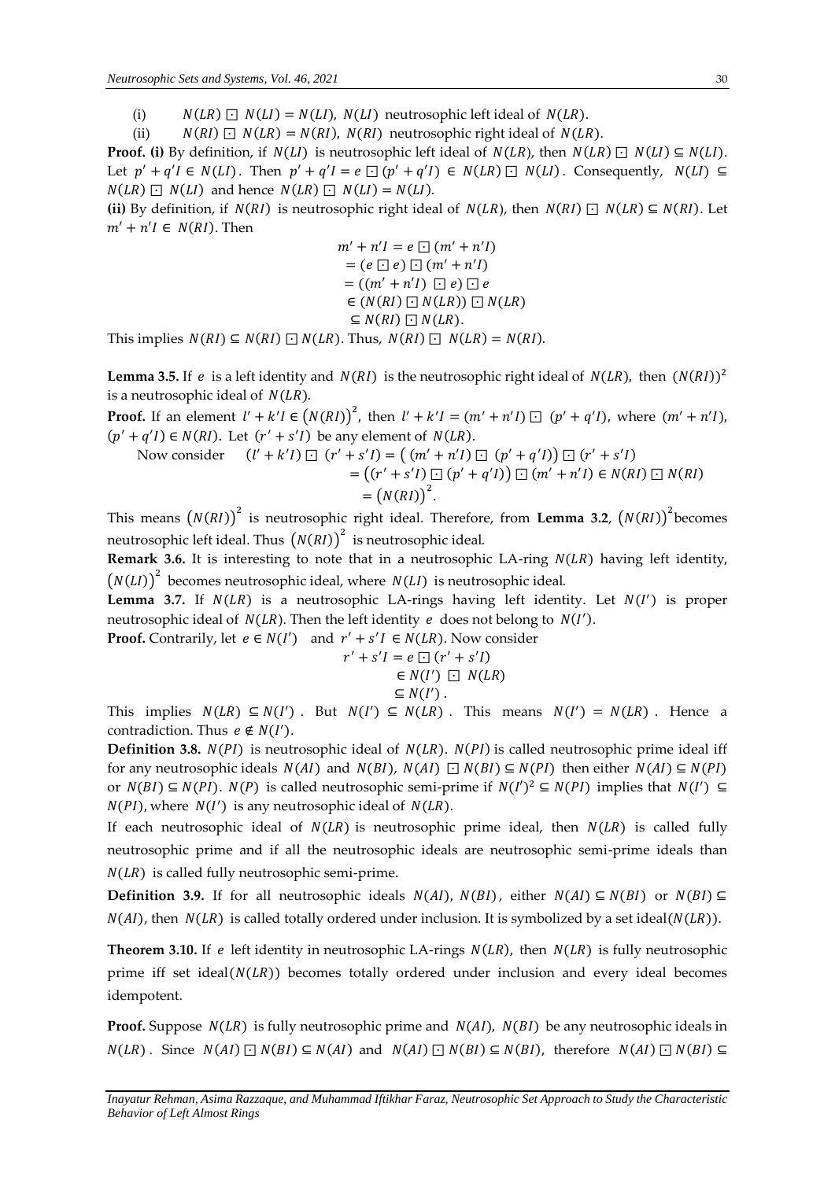(i) $N(LR) \boxdot N(LI) = N(LI)$, $N(LI)$ neutrosophic left ideal of $N(LR)$.

(ii) $N(RI) \boxdot N(LR) = N(RI)$, $N(RI)$ neutrosophic right ideal of $N(LR)$.

**Proof. (i)** By definition, if $N(LI)$ is neutrosophic left ideal of $N(LR)$, then $N(LR) \boxdot N(LI) \subseteq N(LI)$. Let $p' + q'I \in N(LI)$. Then $p' + q'I = e \boxdot (p' + q'I) \in N(LR) \boxdot N(LI)$. Consequently, $N(LI) \subseteq N(LR) \boxdot N(LI)$ and hence $N(LR) \boxdot N(LI) = N(LI)$.

**(ii)** By definition, if $N(RI)$ is neutrosophic right ideal of $N(LR)$, then $N(RI) \boxdot N(LR) \subseteq N(RI)$. Let $m' + n'I \in N(RI)$. Then

$$
\begin{aligned}
m' + n'I &= e \boxdot (m' + n'I) \\
&= (e \boxdot e) \boxdot (m' + n'I) \\
&= ((m' + n'I) \boxdot e) \boxdot e \\
&\in (N(RI) \boxdot N(LR)) \boxdot N(LR) \\
&\subseteq N(RI) \boxdot N(LR).
\end{aligned}
$$

This implies $N(RI) \subseteq N(RI) \boxdot N(LR)$. Thus, $N(RI) \boxdot N(LR) = N(RI)$.

**Lemma 3.5.** If $e$ is a left identity and $N(RI)$ is the neutrosophic right ideal of $N(LR)$, then $(N(RI))^2$ is a neutrosophic ideal of $N(LR)$.

**Proof.** If an element $l' + k'I \in (N(RI))^2$, then $l' + k'I = (m' + n'I) \boxdot (p' + q'I)$, where $(m' + n'I)$, $(p' + q'I) \in N(RI)$. Let $(r' + s'I)$ be any element of $N(LR)$.

Now consider

$$
\begin{aligned}
(l' + k'I) \boxdot (r' + s'I) &= \big((m' + n'I) \boxdot (p' + q'I)\big) \boxdot (r' + s'I) \\
&= \big((r' + s'I) \boxdot (p' + q'I)\big) \boxdot (m' + n'I) \in N(RI) \boxdot N(RI) \\
&= (N(RI))^2.
\end{aligned}
$$

This means $(N(RI))^2$ is neutrosophic right ideal. Therefore, from **Lemma 3.2**, $(N(RI))^2$ becomes neutrosophic left ideal. Thus $(N(RI))^2$ is neutrosophic ideal.

**Remark 3.6.** It is interesting to note that in a neutrosophic LA-ring $N(LR)$ having left identity, $(N(LI))^2$ becomes neutrosophic ideal, where $N(LI)$ is neutrosophic ideal.

**Lemma 3.7.** If $N(LR)$ is a neutrosophic LA-rings having left identity. Let $N(I')$ is proper neutrosophic ideal of $N(LR)$. Then the left identity $e$ does not belong to $N(I')$.

**Proof.** Contrarily, let $e \in N(I')$ and $r' + s'I \in N(LR)$. Now consider

$$
\begin{aligned}
r' + s'I &= e \boxdot (r' + s'I) \\
&\in N(I') \boxdot N(LR) \\
&\subseteq N(I').
\end{aligned}
$$

This implies $N(LR) \subseteq N(I')$. But $N(I') \subseteq N(LR)$. This means $N(I') = N(LR)$. Hence a contradiction. Thus $e \notin N(I')$.

**Definition 3.8.** $N(PI)$ is neutrosophic ideal of $N(LR)$. $N(PI)$ is called neutrosophic prime ideal iff for any neutrosophic ideals $N(AI)$ and $N(BI)$, $N(AI) \boxdot N(BI) \subseteq N(PI)$ then either $N(AI) \subseteq N(PI)$ or $N(BI) \subseteq N(PI)$. $N(P)$ is called neutrosophic semi-prime if $N(I')^2 \subseteq N(PI)$ implies that $N(I') \subseteq N(PI)$, where $N(I')$ is any neutrosophic ideal of $N(LR)$.

If each neutrosophic ideal of $N(LR)$ is neutrosophic prime ideal, then $N(LR)$ is called fully neutrosophic prime and if all the neutrosophic ideals are neutrosophic semi-prime ideals than $N(LR)$ is called fully neutrosophic semi-prime.

**Definition 3.9.** If for all neutrosophic ideals $N(AI)$, $N(BI)$, either $N(AI) \subseteq N(BI)$ or $N(BI) \subseteq N(AI)$, then $N(LR)$ is called totally ordered under inclusion. It is symbolized by a set ideal$(N(LR))$.

**Theorem 3.10.** If $e$ left identity in neutrosophic LA-rings $N(LR)$, then $N(LR)$ is fully neutrosophic prime iff set ideal$(N(LR))$ becomes totally ordered under inclusion and every ideal becomes idempotent.

**Proof.** Suppose $N(LR)$ is fully neutrosophic prime and $N(AI)$, $N(BI)$ be any neutrosophic ideals in $N(LR)$. Since $N(AI) \boxdot N(BI) \subseteq N(AI)$ and $N(AI) \boxdot N(BI) \subseteq N(BI)$, therefore $N(AI) \boxdot N(BI) \subseteq$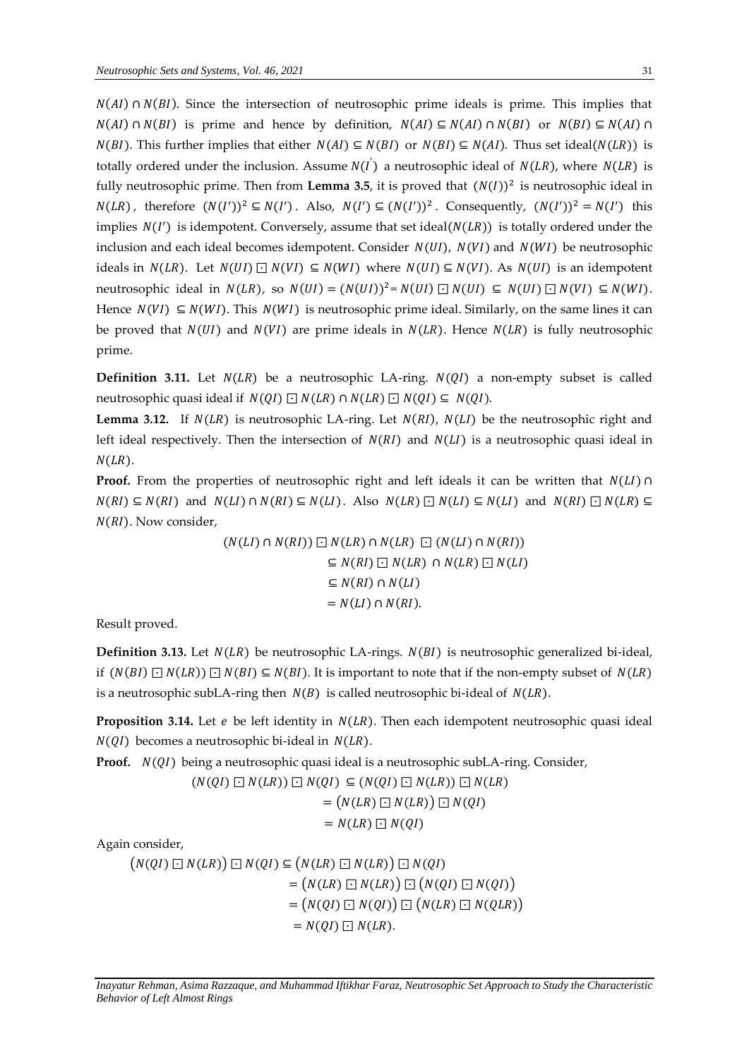$N(AI) \cap N(BI)$. Since the intersection of neutrosophic prime ideals is prime. This implies that $N(AI) \cap N(BI)$ is prime and hence by definition, $N(AI) \subseteq N(AI) \cap N(BI)$ or $N(BI) \subseteq N(AI) \cap N(BI)$. This further implies that either $N(AI) \subseteq N(BI)$ or $N(BI) \subseteq N(AI)$. Thus set ideal$(N(LR))$ is totally ordered under the inclusion. Assume $N(I^{'})$ a neutrosophic ideal of $N(LR)$, where $N(LR)$ is fully neutrosophic prime. Then from **Lemma 3.5**, it is proved that $(N(I))^2$ is neutrosophic ideal in $N(LR)$, therefore $(N(I'))^2 \subseteq N(I')$. Also, $N(I') \subseteq (N(I'))^2$. Consequently, $(N(I'))^2 = N(I')$ this implies $N(I')$ is idempotent. Conversely, assume that set ideal$(N(LR))$ is totally ordered under the inclusion and each ideal becomes idempotent. Consider $N(UI)$, $N(VI)$ and $N(WI)$ be neutrosophic ideals in $N(LR)$. Let $N(UI) \boxdot N(VI) \subseteq N(WI)$ where $N(UI) \subseteq N(VI)$. As $N(UI)$ is an idempotent neutrosophic ideal in $N(LR)$, so $N(UI) = (N(UI))^2 = N(UI) \boxdot N(UI) \subseteq N(UI) \boxdot N(VI) \subseteq N(WI)$. Hence $N(VI) \subseteq N(WI)$. This $N(WI)$ is neutrosophic prime ideal. Similarly, on the same lines it can be proved that $N(UI)$ and $N(VI)$ are prime ideals in $N(LR)$. Hence $N(LR)$ is fully neutrosophic prime.

**Definition 3.11.** Let $N(LR)$ be a neutrosophic LA-ring. $N(QI)$ a non-empty subset is called neutrosophic quasi ideal if $N(QI) \boxdot N(LR) \cap N(LR) \boxdot N(QI) \subseteq N(QI)$.

**Lemma 3.12.** If $N(LR)$ is neutrosophic LA-ring. Let $N(RI)$, $N(LI)$ be the neutrosophic right and left ideal respectively. Then the intersection of $N(RI)$ and $N(LI)$ is a neutrosophic quasi ideal in $N(LR)$.

**Proof.** From the properties of neutrosophic right and left ideals it can be written that $N(LI) \cap N(RI) \subseteq N(RI)$ and $N(LI) \cap N(RI) \subseteq N(LI)$. Also $N(LR) \boxdot N(LI) \subseteq N(LI)$ and $N(RI) \boxdot N(LR) \subseteq N(RI)$. Now consider,

$$
\begin{aligned}
(N(LI) \cap N(RI)) \boxdot N(LR) \cap N(LR) \boxdot (N(LI) \cap N(RI)) &\subseteq N(RI) \boxdot N(LR) \cap N(LR) \boxdot N(LI) \\
&\subseteq N(RI) \cap N(LI) \\
&= N(LI) \cap N(RI).
\end{aligned}
$$

Result proved.

**Definition 3.13.** Let $N(LR)$ be neutrosophic LA-rings. $N(BI)$ is neutrosophic generalized bi-ideal, if $(N(BI) \boxdot N(LR)) \boxdot N(BI) \subseteq N(BI)$. It is important to note that if the non-empty subset of $N(LR)$ is a neutrosophic subLA-ring then $N(B)$ is called neutrosophic bi-ideal of $N(LR)$.

**Proposition 3.14.** Let $e$ be left identity in $N(LR)$. Then each idempotent neutrosophic quasi ideal $N(QI)$ becomes a neutrosophic bi-ideal in $N(LR)$.

**Proof.** $N(QI)$ being a neutrosophic quasi ideal is a neutrosophic subLA-ring. Consider,

$$
\begin{aligned}
(N(QI) \boxdot N(LR)) \boxdot N(QI) &\subseteq (N(QI) \boxdot N(LR)) \boxdot N(LR) \\
&= \big(N(LR) \boxdot N(LR)\big) \boxdot N(QI) \\
&= N(LR) \boxdot N(QI)
\end{aligned}
$$

Again consider,

$$
\begin{aligned}
\big(N(QI) \boxdot N(LR)\big) \boxdot N(QI) &\subseteq \big(N(LR) \boxdot N(LR)\big) \boxdot N(QI) \\
&= \big(N(LR) \boxdot N(LR)\big) \boxdot \big(N(QI) \boxdot N(QI)\big) \\
&= \big(N(QI) \boxdot N(QI)\big) \boxdot \big(N(LR) \boxdot N(QLR)\big) \\
&= N(QI) \boxdot N(LR).
\end{aligned}
$$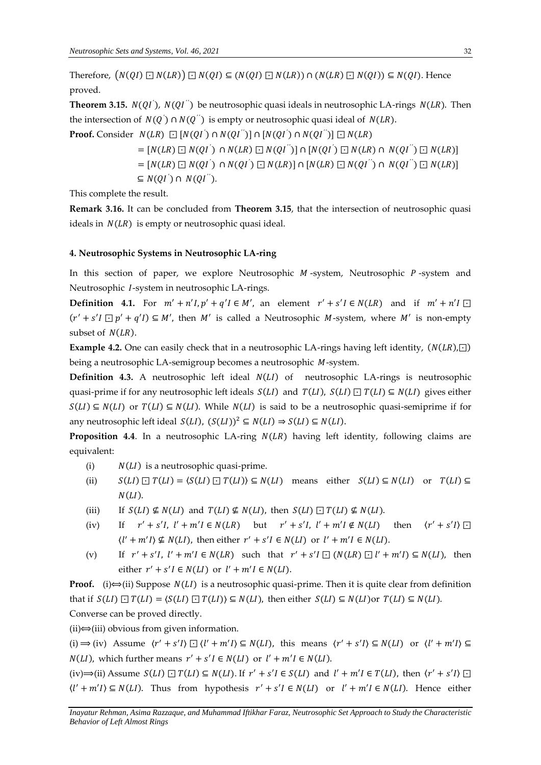Therefore, $\left(N(QI) \boxdot N(LR)\right) \boxdot N(QI) \subseteq (N(QI) \boxdot N(LR)) \cap (N(LR) \boxdot N(QI)) \subseteq N(QI)$. Hence proved.

**Theorem 3.15.** $N(QI^{'})$, $N(QI^{''})$ be neutrosophic quasi ideals in neutrosophic LA-rings $N(LR)$. Then the intersection of $N(Q^{'}) \cap N(Q^{''})$ is empty or neutrosophic quasi ideal of $N(LR)$.

**Proof.** Consider $N(LR) \boxdot [N(QI^{'}) \cap N(QI^{''})] \cap [N(QI^{'}) \cap N(QI^{''})] \boxdot N(LR)$

$$= [N(LR) \boxdot N(QI^{'}) \cap N(LR) \boxdot N(QI^{''})] \cap [N(QI^{'}) \boxdot N(LR) \cap N(QI^{''}) \boxdot N(LR)]$$

$$= [N(LR) \boxdot N(QI^{'}) \cap N(QI^{'}) \boxdot N(LR)] \cap [N(LR) \boxdot N(QI^{''}) \cap N(QI^{''}) \boxdot N(LR)]$$

$$\subseteq N(QI^{'}) \cap N(QI^{''}).$$

This complete the result.

**Remark 3.16.** It can be concluded from **Theorem 3.15**, that the intersection of neutrosophic quasi ideals in $N(LR)$ is empty or neutrosophic quasi ideal.

#### 4. Neutrosophic Systems in Neutrosophic LA-ring

In this section of paper, we explore Neutrosophic $M$-system, Neutrosophic $P$-system and Neutrosophic $I$-system in neutrosophic LA-rings.

**Definition 4.1.** For $m' + n'I, p' + q'I \in M'$, an element $r' + s'I \in N(LR)$ and if $m' + n'I \boxdot (r' + s'I \boxdot p' + q'I) \subseteq M'$, then $M'$ is called a Neutrosophic $M$-system, where $M'$ is non-empty subset of $N(LR)$.

**Example 4.2.** One can easily check that in a neutrosophic LA-rings having left identity, $(N(LR), \boxdot)$ being a neutrosophic LA-semigroup becomes a neutrosophic $M$-system.

**Definition 4.3.** A neutrosophic left ideal $N(LI)$ of neutrosophic LA-rings is neutrosophic quasi-prime if for any neutrosophic left ideals $S(LI)$ and $T(LI)$, $S(LI) \boxdot T(LI) \subseteq N(LI)$ gives either $S(LI) \subseteq N(LI)$ or $T(LI) \subseteq N(LI)$. While $N(LI)$ is said to be a neutrosophic quasi-semiprime if for any neutrosophic left ideal $S(LI)$, $(S(LI))^2 \subseteq N(LI) \Rightarrow S(LI) \subseteq N(LI)$.

**Proposition 4.4**. In a neutrosophic LA-ring $N(LR)$ having left identity, following claims are equivalent:

- (i) $N(LI)$ is a neutrosophic quasi-prime.
- (ii) $S(LI) \boxdot T(LI) = \langle S(LI) \boxdot T(LI) \rangle \subseteq N(LI)$ means either $S(LI) \subseteq N(LI)$ or $T(LI) \subseteq N(LI)$.
- (iii) If $S(LI) \nsubseteq N(LI)$ and $T(LI) \nsubseteq N(LI)$, then $S(LI) \boxdot T(LI) \nsubseteq N(LI)$.
- (iv) If $r' + s'I$, $l' + m'I \in N(LR)$ but $r' + s'I$, $l' + m'I \notin N(LI)$ then $\langle r' + s'I \rangle \boxdot \langle l' + m'I \rangle \nsubseteq N(LI)$, then either $r' + s'I \in N(LI)$ or $l' + m'I \in N(LI)$.
- (v) If $r' + s'I$, $l' + m'I \in N(LR)$ such that $r' + s'I \boxdot (N(LR) \boxdot l' + m'I) \subseteq N(LI)$, then either $r' + s'I \in N(LI)$ or $l' + m'I \in N(LI)$.

**Proof.** (i)⟺(ii) Suppose $N(LI)$ is a neutrosophic quasi-prime. Then it is quite clear from definition that if $S(LI) \boxdot T(LI) = \langle S(LI) \boxdot T(LI) \rangle \subseteq N(LI)$, then either $S(LI) \subseteq N(LI)$or $T(LI) \subseteq N(LI)$. Converse can be proved directly.

(ii)⟺(iii) obvious from given information.

(i)⟹(iv) Assume $\langle r' + s'I \rangle \boxdot \langle l' + m'I \rangle \subseteq N(LI)$, this means $\langle r' + s'I \rangle \subseteq N(LI)$ or $\langle l' + m'I \rangle \subseteq N(LI)$, which further means $r' + s'I \in N(LI)$ or $l' + m'I \in N(LI)$.

(iv)⟹(ii) Assume $S(LI) \boxdot T(LI) \subseteq N(LI)$. If $r' + s'I \in S(LI)$ and $l' + m'I \in T(LI)$, then $\langle r' + s'I \rangle \boxdot \langle l' + m'I \rangle \subseteq N(LI)$. Thus from hypothesis $r' + s'I \in N(LI)$ or $l' + m'I \in N(LI)$. Hence either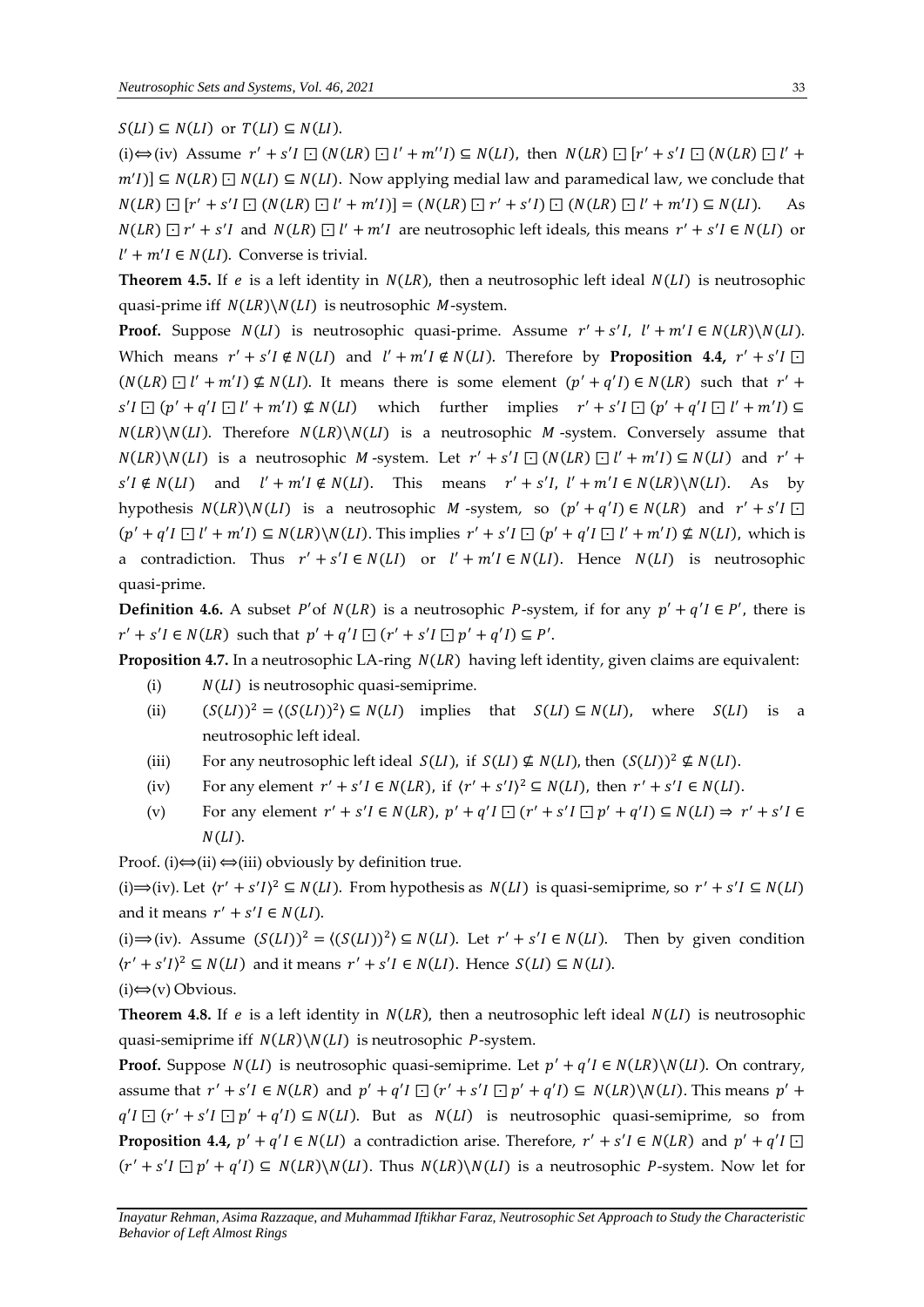$S(LI) \subseteq N(LI)$ or $T(LI) \subseteq N(LI)$.

(i)⟺(iv) Assume $r' + s'I \boxdot (N(LR) \boxdot l' + m''I) \subseteq N(LI)$, then $N(LR) \boxdot [r' + s'I \boxdot (N(LR) \boxdot l' + m'I)] \subseteq N(LR) \boxdot N(LI) \subseteq N(LI)$. Now applying medial law and paramedical law, we conclude that $N(LR) \boxdot [r' + s'I \boxdot (N(LR) \boxdot l' + m'I)] = (N(LR) \boxdot r' + s'I) \boxdot (N(LR) \boxdot l' + m'I) \subseteq N(LI)$. As $N(LR) \boxdot r' + s'I$ and $N(LR) \boxdot l' + m'I$ are neutrosophic left ideals, this means $r' + s'I \in N(LI)$ or $l' + m'I \in N(LI)$. Converse is trivial.

**Theorem 4.5.** If $e$ is a left identity in $N(LR)$, then a neutrosophic left ideal $N(LI)$ is neutrosophic quasi-prime iff $N(LR) \backslash N(LI)$ is neutrosophic $M$-system.

**Proof.** Suppose $N(LI)$ is neutrosophic quasi-prime. Assume $r' + s'I$, $l' + m'I \in N(LR) \backslash N(LI)$. Which means $r' + s'I \notin N(LI)$ and $l' + m'I \notin N(LI)$. Therefore by **Proposition 4.4,** $r' + s'I \boxdot (N(LR) \boxdot l' + m'I) \nsubseteq N(LI)$. It means there is some element $(p' + q'I) \in N(LR)$ such that $r' + s'I \boxdot (p' + q'I \boxdot l' + m'I) \nsubseteq N(LI)$ which further implies $r' + s'I \boxdot (p' + q'I \boxdot l' + m'I) \subseteq N(LR) \backslash N(LI)$. Therefore $N(LR) \backslash N(LI)$ is a neutrosophic $M$-system. Conversely assume that $N(LR) \backslash N(LI)$ is a neutrosophic $M$-system. Let $r' + s'I \boxdot (N(LR) \boxdot l' + m'I) \subseteq N(LI)$ and $r' + s'I \notin N(LI)$ and $l' + m'I \notin N(LI)$. This means $r' + s'I$, $l' + m'I \in N(LR) \backslash N(LI)$. As by hypothesis $N(LR) \backslash N(LI)$ is a neutrosophic $M$-system, so $(p' + q'I) \in N(LR)$ and $r' + s'I \boxdot (p' + q'I \boxdot l' + m'I) \subseteq N(LR) \backslash N(LI)$. This implies $r' + s'I \boxdot (p' + q'I \boxdot l' + m'I) \nsubseteq N(LI)$, which is a contradiction. Thus $r' + s'I \in N(LI)$ or $l' + m'I \in N(LI)$. Hence $N(LI)$ is neutrosophic quasi-prime.

**Definition 4.6.** A subset $P'$of $N(LR)$ is a neutrosophic $P$-system, if for any $p' + q'I \in P'$, there is $r' + s'I \in N(LR)$ such that $p' + q'I \boxdot (r' + s'I \boxdot p' + q'I) \subseteq P'$.

**Proposition 4.7.** In a neutrosophic LA-ring $N(LR)$ having left identity, given claims are equivalent:

(i) $N(LI)$ is neutrosophic quasi-semiprime.

(ii) $(S(LI))^2 = \langle (S(LI))^2 \rangle \subseteq N(LI)$ implies that $S(LI) \subseteq N(LI)$, where $S(LI)$ is a neutrosophic left ideal.

(iii) For any neutrosophic left ideal $S(LI)$, if $S(LI) \nsubseteq N(LI)$, then $(S(LI))^2 \nsubseteq N(LI)$.

(iv) For any element $r' + s'I \in N(LR)$, if $\langle r' + s'I \rangle^2 \subseteq N(LI)$, then $r' + s'I \in N(LI)$.

(v) For any element $r' + s'I \in N(LR)$, $p' + q'I \boxdot (r' + s'I \boxdot p' + q'I) \subseteq N(LI) \Rightarrow r' + s'I \in N(LI)$.

Proof. (i)⟺(ii) ⟺(iii) obviously by definition true.

(i)⟹(iv). Let $\langle r' + s'I \rangle^2 \subseteq N(LI)$. From hypothesis as $N(LI)$ is quasi-semiprime, so $r' + s'I \subseteq N(LI)$ and it means $r' + s'I \in N(LI)$.

(i)⟹(iv). Assume $(S(LI))^2 = \langle (S(LI))^2 \rangle \subseteq N(LI)$. Let $r' + s'I \in N(LI)$. Then by given condition $\langle r' + s'I \rangle^2 \subseteq N(LI)$ and it means $r' + s'I \in N(LI)$. Hence $S(LI) \subseteq N(LI)$.

(i)⟺(v) Obvious.

**Theorem 4.8.** If $e$ is a left identity in $N(LR)$, then a neutrosophic left ideal $N(LI)$ is neutrosophic quasi-semiprime iff $N(LR) \backslash N(LI)$ is neutrosophic $P$-system.

**Proof.** Suppose $N(LI)$ is neutrosophic quasi-semiprime. Let $p' + q'I \in N(LR) \backslash N(LI)$. On contrary, assume that $r' + s'I \in N(LR)$ and $p' + q'I \boxdot (r' + s'I \boxdot p' + q'I) \subseteq N(LR) \backslash N(LI)$. This means $p' + q'I \boxdot (r' + s'I \boxdot p' + q'I) \subseteq N(LI)$. But as $N(LI)$ is neutrosophic quasi-semiprime, so from **Proposition 4.4,** $p' + q'I \in N(LI)$ a contradiction arise. Therefore, $r' + s'I \in N(LR)$ and $p' + q'I \boxdot (r' + s'I \boxdot p' + q'I) \subseteq N(LR) \backslash N(LI)$. Thus $N(LR) \backslash N(LI)$ is a neutrosophic $P$-system. Now let for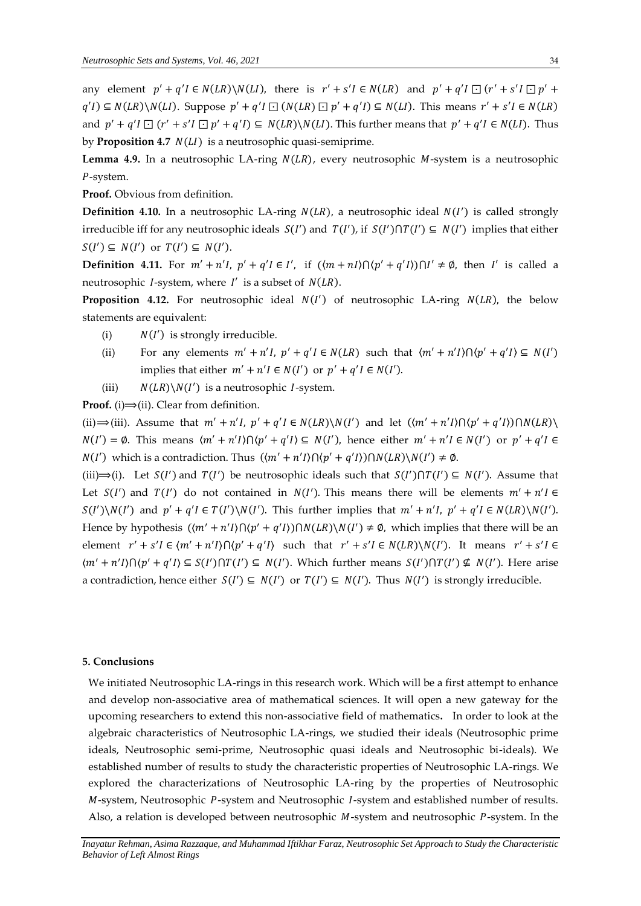any element $p' + q'I \in N(LR)\backslash N(LI)$, there is $r' + s'I \in N(LR)$ and $p' + q'I \boxdot (r' + s'I \boxdot p' + q'I) \subseteq N(LR)\backslash N(LI)$. Suppose $p' + q'I \boxdot (N(LR) \boxdot p' + q'I) \subseteq N(LI)$. This means $r' + s'I \in N(LR)$ and $p' + q'I \boxdot (r' + s'I \boxdot p' + q'I) \subseteq N(LR)\backslash N(LI)$. This further means that $p' + q'I \in N(LI)$. Thus by **Proposition 4.7** $N(LI)$ is a neutrosophic quasi-semiprime.

**Lemma 4.9.** In a neutrosophic LA-ring $N(LR)$, every neutrosophic $M$-system is a neutrosophic $P$-system.

**Proof.** Obvious from definition.

**Definition 4.10.** In a neutrosophic LA-ring $N(LR)$, a neutrosophic ideal $N(I')$ is called strongly irreducible iff for any neutrosophic ideals $S(I')$ and $T(I')$, if $S(I')\cap T(I') \subseteq N(I')$ implies that either $S(I') \subseteq N(I')$ or $T(I') \subseteq N(I')$.

**Definition 4.11.** For $m' + n'I,\ p' + q'I \in I'$, if $(\langle m + nI\rangle \cap \langle p' + q'I\rangle) \cap I' \neq \emptyset$, then $I'$ is called a neutrosophic $I$-system, where $I'$ is a subset of $N(LR)$.

**Proposition 4.12.** For neutrosophic ideal $N(I')$ of neutrosophic LA-ring $N(LR)$, the below statements are equivalent:

(i) $N(I')$ is strongly irreducible.

(ii) For any elements $m' + n'I,\ p' + q'I \in N(LR)$ such that $\langle m' + n'I\rangle \cap \langle p' + q'I\rangle \subseteq N(I')$ implies that either $m' + n'I \in N(I')$ or $p' + q'I \in N(I')$.

(iii) $N(LR)\backslash N(I')$ is a neutrosophic $I$-system.

**Proof.** (i)⟹(ii). Clear from definition.

(ii)⟹(iii). Assume that $m' + n'I,\ p' + q'I \in N(LR)\backslash N(I')$ and let $(\langle m' + n'I\rangle \cap \langle p' + q'I\rangle) \cap N(LR)\backslash N(I') = \emptyset$. This means $\langle m' + n'I\rangle \cap \langle p' + q'I\rangle \subseteq N(I')$, hence either $m' + n'I \in N(I')$ or $p' + q'I \in N(I')$ which is a contradiction. Thus $(\langle m' + n'I\rangle \cap \langle p' + q'I\rangle) \cap N(LR)\backslash N(I') \neq \emptyset$.

(iii)⟹(i). Let $S(I')$ and $T(I')$ be neutrosophic ideals such that $S(I')\cap T(I') \subseteq N(I')$. Assume that Let $S(I')$ and $T(I')$ do not contained in $N(I')$. This means there will be elements $m' + n'I \in S(I')\backslash N(I')$ and $p' + q'I \in T(I')\backslash N(I')$. This further implies that $m' + n'I,\ p' + q'I \in N(LR)\backslash N(I')$. Hence by hypothesis $(\langle m' + n'I\rangle \cap \langle p' + q'I\rangle) \cap N(LR)\backslash N(I') \neq \emptyset$, which implies that there will be an element $r' + s'I \in \langle m' + n'I\rangle \cap \langle p' + q'I\rangle$ such that $r' + s'I \in N(LR)\backslash N(I')$. It means $r' + s'I \in \langle m' + n'I\rangle \cap \langle p' + q'I\rangle \subseteq S(I')\cap T(I') \subseteq N(I')$. Which further means $S(I')\cap T(I') \nsubseteq N(I')$. Here arise a contradiction, hence either $S(I') \subseteq N(I')$ or $T(I') \subseteq N(I')$. Thus $N(I')$ is strongly irreducible.

## 5. Conclusions

We initiated Neutrosophic LA-rings in this research work. Which will be a first attempt to enhance and develop non-associative area of mathematical sciences. It will open a new gateway for the upcoming researchers to extend this non-associative field of mathematics**.** In order to look at the algebraic characteristics of Neutrosophic LA-rings, we studied their ideals (Neutrosophic prime ideals, Neutrosophic semi-prime, Neutrosophic quasi ideals and Neutrosophic bi-ideals). We established number of results to study the characteristic properties of Neutrosophic LA-rings. We explored the characterizations of Neutrosophic LA-ring by the properties of Neutrosophic $M$-system, Neutrosophic $P$-system and Neutrosophic $I$-system and established number of results. Also, a relation is developed between neutrosophic $M$-system and neutrosophic $P$-system. In the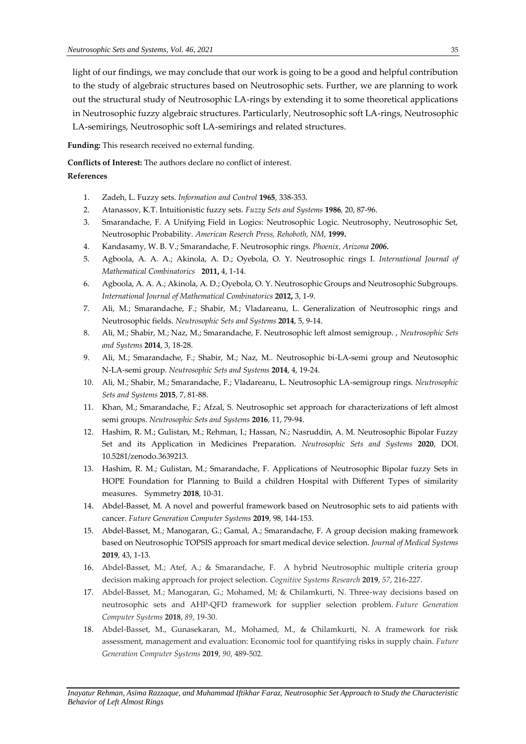light of our findings, we may conclude that our work is going to be a good and helpful contribution to the study of algebraic structures based on Neutrosophic sets. Further, we are planning to work out the structural study of Neutrosophic LA-rings by extending it to some theoretical applications in Neutrosophic fuzzy algebraic structures. Particularly, Neutrosophic soft LA-rings, Neutrosophic LA-semirings, Neutrosophic soft LA-semirings and related structures.

**Funding:** This research received no external funding.

**Conflicts of Interest:** The authors declare no conflict of interest.

**References**

1. Zadeh, L. Fuzzy sets. *Information and Control* **1965**, 338-353.
2. Atanassov, K.T. Intuitionistic fuzzy sets. *Fuzzy Sets and Systems* **1986**, 20, 87-96.
3. Smarandache, F. A Unifying Field in Logics: Neutrosophic Logic. Neutrosophy, Neutrosophic Set, Neutrosophic Probability. *American Reserch Press, Rehoboth, NM,* **1999.**
4. Kandasamy, W. B. V.; Smarandache, F. Neutrosophic rings. *Phoenix, Arizona **2006.***
5. Agboola, A. A. A.; Akinola, A. D.; Oyebola, O. Y. Neutrosophic rings I. *International Journal of Mathematical Combinatorics* **2011,** 4, 1-14.
6. Agboola, A. A. A.; Akinola, A. D.; Oyebola, O. Y. Neutrosophic Groups and Neutrosophic Subgroups. *International Journal of Mathematical Combinatorics* **2012,** 3, 1-9.
7. Ali, M.; Smarandache, F.; Shabir, M.; Vladareanu, L. Generalization of Neutrosophic rings and Neutrosophic fields. *Neutrosophic Sets and Systems* **2014**, 5, 9-14.
8. Ali, M.; Shabir, M.; Naz, M.; Smarandache, F. Neutrosophic left almost semigroup. , *Neutrosophic Sets and Systems* **2014**, 3, 18-28.
9. Ali, M.; Smarandache, F.; Shabir, M.; Naz, M.. Neutrosophic bi-LA-semi group and Neutosophic N-LA-semi group. *Neutrosophic Sets and Systems* **2014**, 4, 19-24.
10. Ali, M.; Shabir, M.; Smarandache, F.; Vladareanu, L. Neutrosophic LA-semigroup rings. *Neutrosophic Sets and Systems* **2015**, 7, 81-88.
11. Khan, M.; Smarandache, F.; Afzal, S. Neutrosophic set approach for characterizations of left almost semi groups. *Neutrosophic Sets and Systems* **2016**, 11, 79-94.
12. Hashim, R. M.; Gulistan, M.; Rehman, I.; Hassan, N.; Nasruddin, A. M. Neutrosophic Bipolar Fuzzy Set and its Application in Medicines Preparation. *Neutrosophic Sets and Systems* **2020**, DOI. 10.5281/zenodo.3639213.
13. Hashim, R. M.; Gulistan, M.; Smarandache, F. Applications of Neutrosophic Bipolar fuzzy Sets in HOPE Foundation for Planning to Build a children Hospital with Different Types of similarity measures. Symmetry **2018**, 10-31.
14. Abdel-Basset, M. A novel and powerful framework based on Neutrosophic sets to aid patients with cancer. *Future Generation Computer Systems* **2019**, 98, 144-153.
15. Abdel-Basset, M.; Manogaran, G.; Gamal, A.; Smarandache, F. A group decision making framework based on Neutrosophic TOPSIS approach for smart medical device selection. *Journal of Medical Systems* **2019**, 43, 1-13.
16. Abdel-Basset, M.; Atef, A.; & Smarandache, F. A hybrid Neutrosophic multiple criteria group decision making approach for project selection. *Cognitive Systems Research* **2019**, *57*, 216-227.
17. Abdel-Basset, M.; Manogaran, G.; Mohamed, M; & Chilamkurti, N. Three-way decisions based on neutrosophic sets and AHP-QFD framework for supplier selection problem. *Future Generation Computer Systems* **2018**, *89*, 19-30.
18. Abdel-Basset, M., Gunasekaran, M., Mohamed, M., & Chilamkurti, N. A framework for risk assessment, management and evaluation: Economic tool for quantifying risks in supply chain. *Future Generation Computer Systems* **2019**, *90*, 489-502.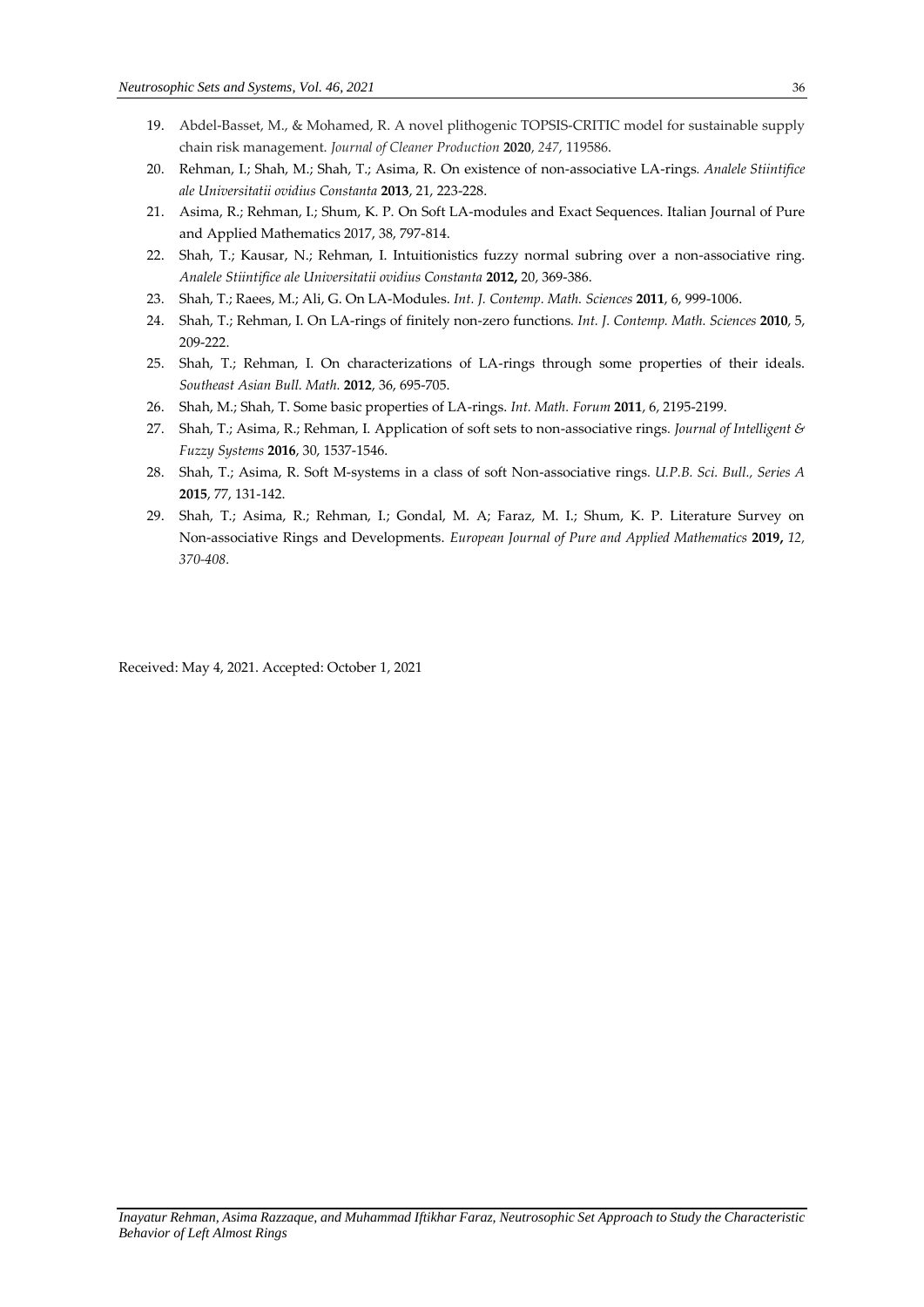19. Abdel-Basset, M., & Mohamed, R. A novel plithogenic TOPSIS-CRITIC model for sustainable supply chain risk management. *Journal of Cleaner Production* **2020**, *247*, 119586.
20. Rehman, I.; Shah, M.; Shah, T.; Asima, R. On existence of non-associative LA-rings. *Analele Stiintifice ale Universitatii ovidius Constanta* **2013**, 21, 223-228.
21. Asima, R.; Rehman, I.; Shum, K. P. On Soft LA-modules and Exact Sequences. Italian Journal of Pure and Applied Mathematics 2017, 38, 797-814.
22. Shah, T.; Kausar, N.; Rehman, I. Intuitionistics fuzzy normal subring over a non-associative ring. *Analele Stiintifice ale Universitatii ovidius Constanta* **2012,** 20, 369-386.
23. Shah, T.; Raees, M.; Ali, G. On LA-Modules. *Int. J. Contemp. Math. Sciences* **2011**, 6, 999-1006.
24. Shah, T.; Rehman, I. On LA-rings of finitely non-zero functions. *Int. J. Contemp. Math. Sciences* **2010**, 5, 209-222.
25. Shah, T.; Rehman, I. On characterizations of LA-rings through some properties of their ideals. *Southeast Asian Bull. Math.* **2012**, 36, 695-705.
26. Shah, M.; Shah, T. Some basic properties of LA-rings. *Int. Math. Forum* **2011**, 6, 2195-2199.
27. Shah, T.; Asima, R.; Rehman, I. Application of soft sets to non-associative rings. *Journal of Intelligent & Fuzzy Systems* **2016**, 30, 1537-1546.
28. Shah, T.; Asima, R. Soft M-systems in a class of soft Non-associative rings. *U.P.B. Sci. Bull., Series A* **2015**, 77, 131-142.
29. Shah, T.; Asima, R.; Rehman, I.; Gondal, M. A; Faraz, M. I.; Shum, K. P. Literature Survey on Non-associative Rings and Developments. *European Journal of Pure and Applied Mathematics* **2019,** *12, 370-408*.

Received: May 4, 2021. Accepted: October 1, 2021